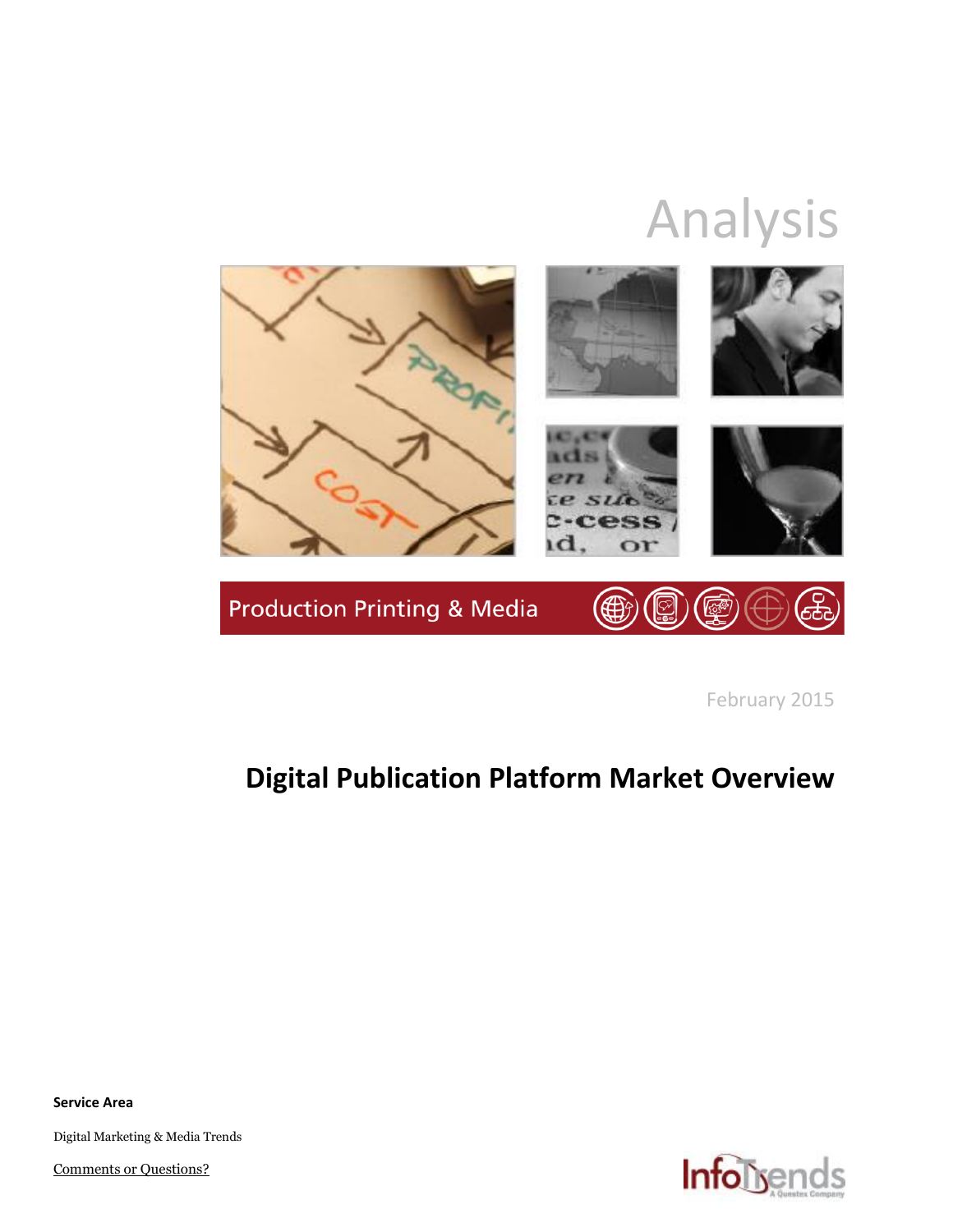# Analysis

Production Printing & Media

February 2015

## Digital Publication Platform Market Overview

**Service Area**

Digital Marketing & Media Trends

Comments or Questions?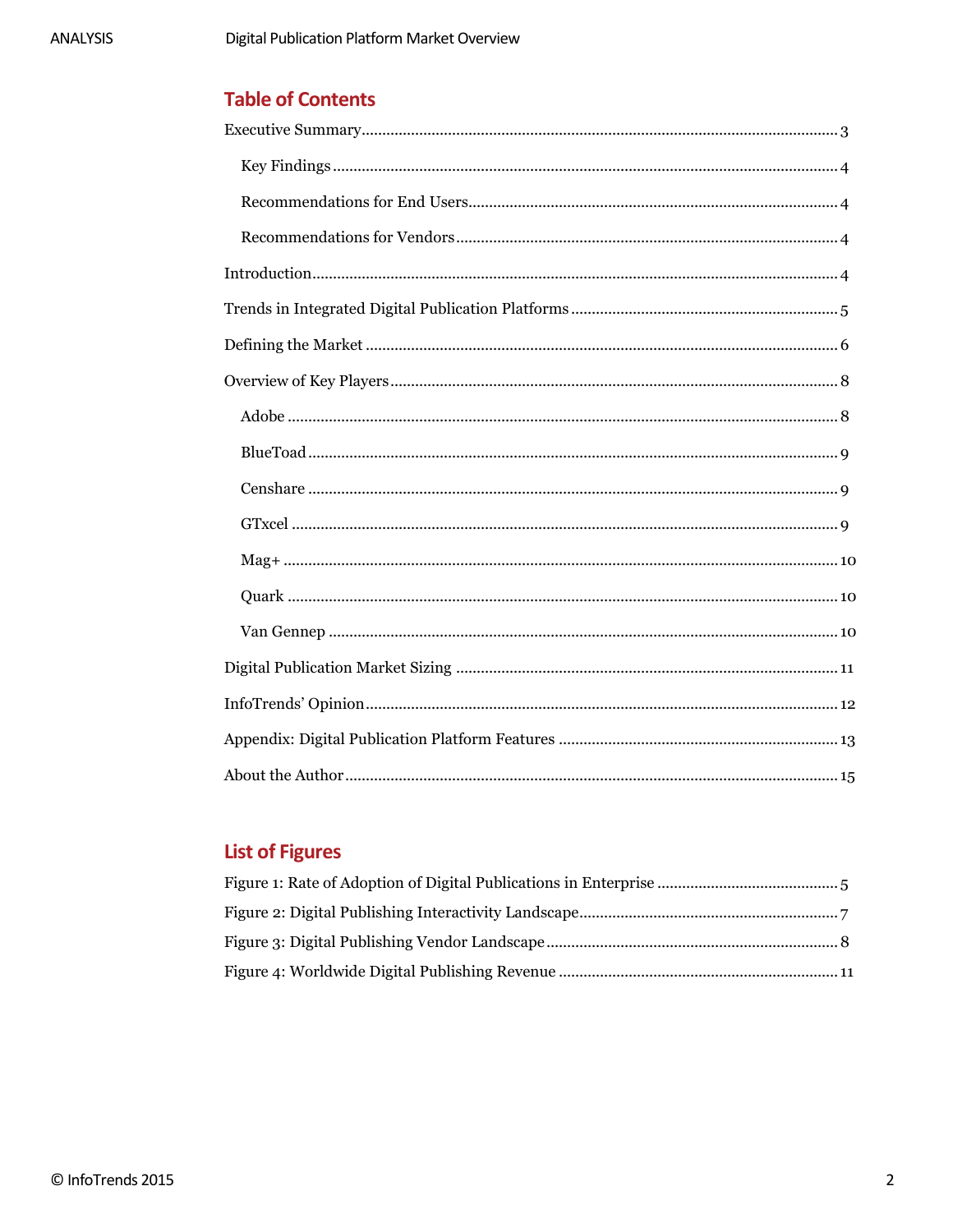## Table of Contents

Executive Summary ..... 3

- Key Findings ..... 4
- Recommendations for End Users ..... 4
- Recommendations for Vendors ..... 4

Introduction ..... 4

Trends in Integrated Digital Publication Platforms ..... 5

Defining the Market ..... 6

Overview of Key Players ..... 8

- Adobe ..... 8
- BlueToad ..... 9
- Censhare ..... 9
- GTxcel ..... 9
- Mag+ ..... 10
- Quark ..... 10
- Van Gennep ..... 10

Digital Publication Market Sizing ..... 11

InfoTrends' Opinion ..... 12

Appendix: Digital Publication Platform Features ..... 13

About the Author ..... 15

## List of Figures

Figure 1: Rate of Adoption of Digital Publications in Enterprise ..... 5

Figure 2: Digital Publishing Interactivity Landscape ..... 7

Figure 3: Digital Publishing Vendor Landscape ..... 8

Figure 4: Worldwide Digital Publishing Revenue ..... 11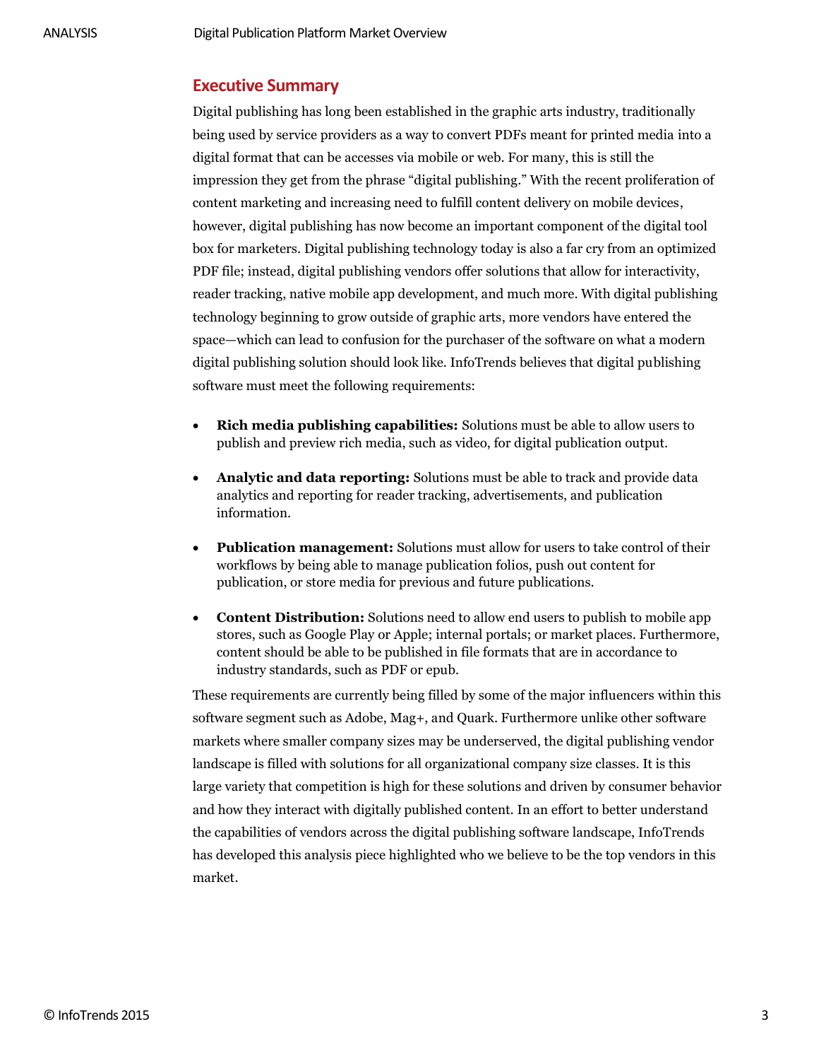## Executive Summary

Digital publishing has long been established in the graphic arts industry, traditionally being used by service providers as a way to convert PDFs meant for printed media into a digital format that can be accesses via mobile or web. For many, this is still the impression they get from the phrase "digital publishing." With the recent proliferation of content marketing and increasing need to fulfill content delivery on mobile devices, however, digital publishing has now become an important component of the digital tool box for marketers. Digital publishing technology today is also a far cry from an optimized PDF file; instead, digital publishing vendors offer solutions that allow for interactivity, reader tracking, native mobile app development, and much more. With digital publishing technology beginning to grow outside of graphic arts, more vendors have entered the space—which can lead to confusion for the purchaser of the software on what a modern digital publishing solution should look like. InfoTrends believes that digital publishing software must meet the following requirements:

- **Rich media publishing capabilities:** Solutions must be able to allow users to publish and preview rich media, such as video, for digital publication output.
- **Analytic and data reporting:** Solutions must be able to track and provide data analytics and reporting for reader tracking, advertisements, and publication information.
- **Publication management:** Solutions must allow for users to take control of their workflows by being able to manage publication folios, push out content for publication, or store media for previous and future publications.
- **Content Distribution:** Solutions need to allow end users to publish to mobile app stores, such as Google Play or Apple; internal portals; or market places. Furthermore, content should be able to be published in file formats that are in accordance to industry standards, such as PDF or epub.

These requirements are currently being filled by some of the major influencers within this software segment such as Adobe, Mag+, and Quark. Furthermore unlike other software markets where smaller company sizes may be underserved, the digital publishing vendor landscape is filled with solutions for all organizational company size classes. It is this large variety that competition is high for these solutions and driven by consumer behavior and how they interact with digitally published content. In an effort to better understand the capabilities of vendors across the digital publishing software landscape, InfoTrends has developed this analysis piece highlighted who we believe to be the top vendors in this market.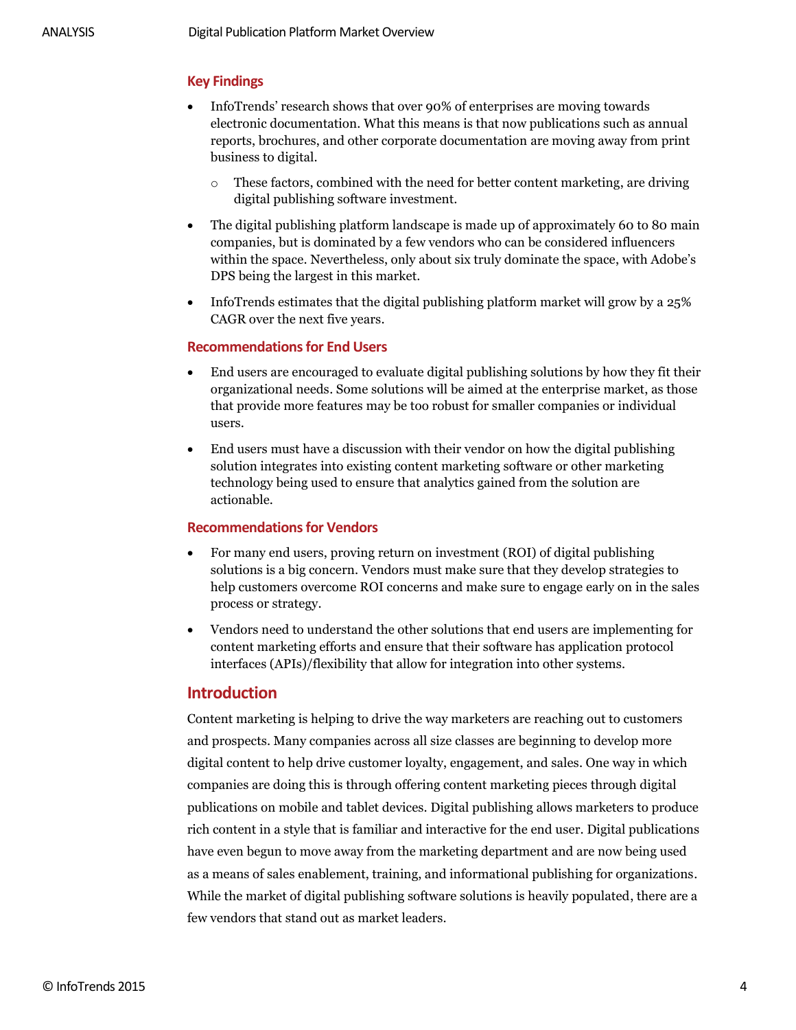### Key Findings

- InfoTrends' research shows that over 90% of enterprises are moving towards electronic documentation. What this means is that now publications such as annual reports, brochures, and other corporate documentation are moving away from print business to digital.
  - These factors, combined with the need for better content marketing, are driving digital publishing software investment.
- The digital publishing platform landscape is made up of approximately 60 to 80 main companies, but is dominated by a few vendors who can be considered influencers within the space. Nevertheless, only about six truly dominate the space, with Adobe's DPS being the largest in this market.
- InfoTrends estimates that the digital publishing platform market will grow by a 25% CAGR over the next five years.

### Recommendations for End Users

- End users are encouraged to evaluate digital publishing solutions by how they fit their organizational needs. Some solutions will be aimed at the enterprise market, as those that provide more features may be too robust for smaller companies or individual users.
- End users must have a discussion with their vendor on how the digital publishing solution integrates into existing content marketing software or other marketing technology being used to ensure that analytics gained from the solution are actionable.

### Recommendations for Vendors

- For many end users, proving return on investment (ROI) of digital publishing solutions is a big concern. Vendors must make sure that they develop strategies to help customers overcome ROI concerns and make sure to engage early on in the sales process or strategy.
- Vendors need to understand the other solutions that end users are implementing for content marketing efforts and ensure that their software has application protocol interfaces (APIs)/flexibility that allow for integration into other systems.

## Introduction

Content marketing is helping to drive the way marketers are reaching out to customers and prospects. Many companies across all size classes are beginning to develop more digital content to help drive customer loyalty, engagement, and sales. One way in which companies are doing this is through offering content marketing pieces through digital publications on mobile and tablet devices. Digital publishing allows marketers to produce rich content in a style that is familiar and interactive for the end user. Digital publications have even begun to move away from the marketing department and are now being used as a means of sales enablement, training, and informational publishing for organizations. While the market of digital publishing software solutions is heavily populated, there are a few vendors that stand out as market leaders.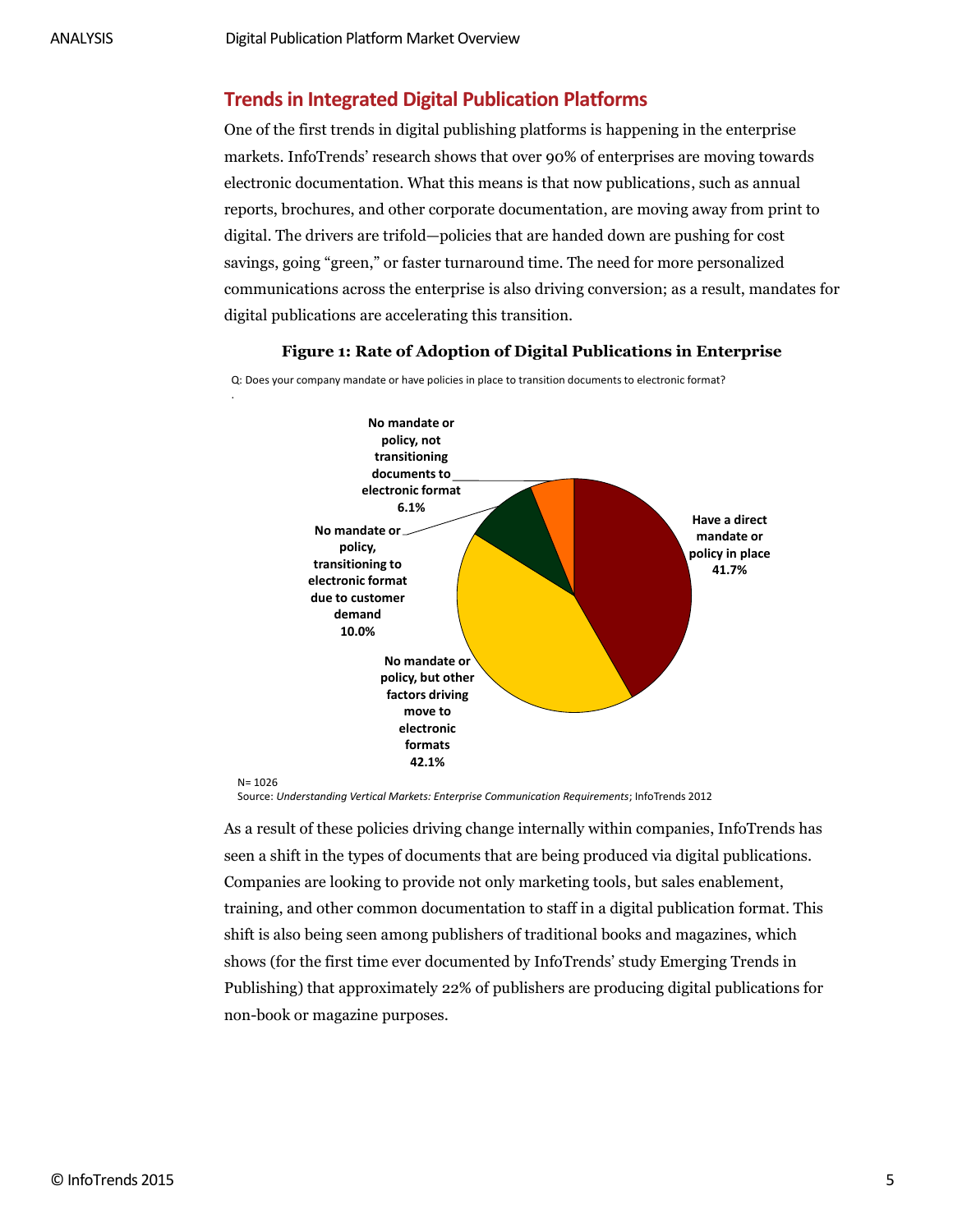## Trends in Integrated Digital Publication Platforms

One of the first trends in digital publishing platforms is happening in the enterprise markets. InfoTrends' research shows that over 90% of enterprises are moving towards electronic documentation. What this means is that now publications, such as annual reports, brochures, and other corporate documentation, are moving away from print to digital. The drivers are trifold—policies that are handed down are pushing for cost savings, going "green," or faster turnaround time. The need for more personalized communications across the enterprise is also driving conversion; as a result, mandates for digital publications are accelerating this transition.

**Figure 1: Rate of Adoption of Digital Publications in Enterprise**

Q: Does your company mandate or have policies in place to transition documents to electronic format?

| Response | Percentage |
|---|---|
| Have a direct mandate or policy in place | 41.7% |
| No mandate or policy, but other factors driving move to electronic formats | 42.1% |
| No mandate or policy, transitioning to electronic format due to customer demand | 10.0% |
| No mandate or policy, not transitioning documents to electronic format | 6.1% |

N= 1026

Source: *Understanding Vertical Markets: Enterprise Communication Requirements*; InfoTrends 2012

As a result of these policies driving change internally within companies, InfoTrends has seen a shift in the types of documents that are being produced via digital publications. Companies are looking to provide not only marketing tools, but sales enablement, training, and other common documentation to staff in a digital publication format. This shift is also being seen among publishers of traditional books and magazines, which shows (for the first time ever documented by InfoTrends' study Emerging Trends in Publishing) that approximately 22% of publishers are producing digital publications for non-book or magazine purposes.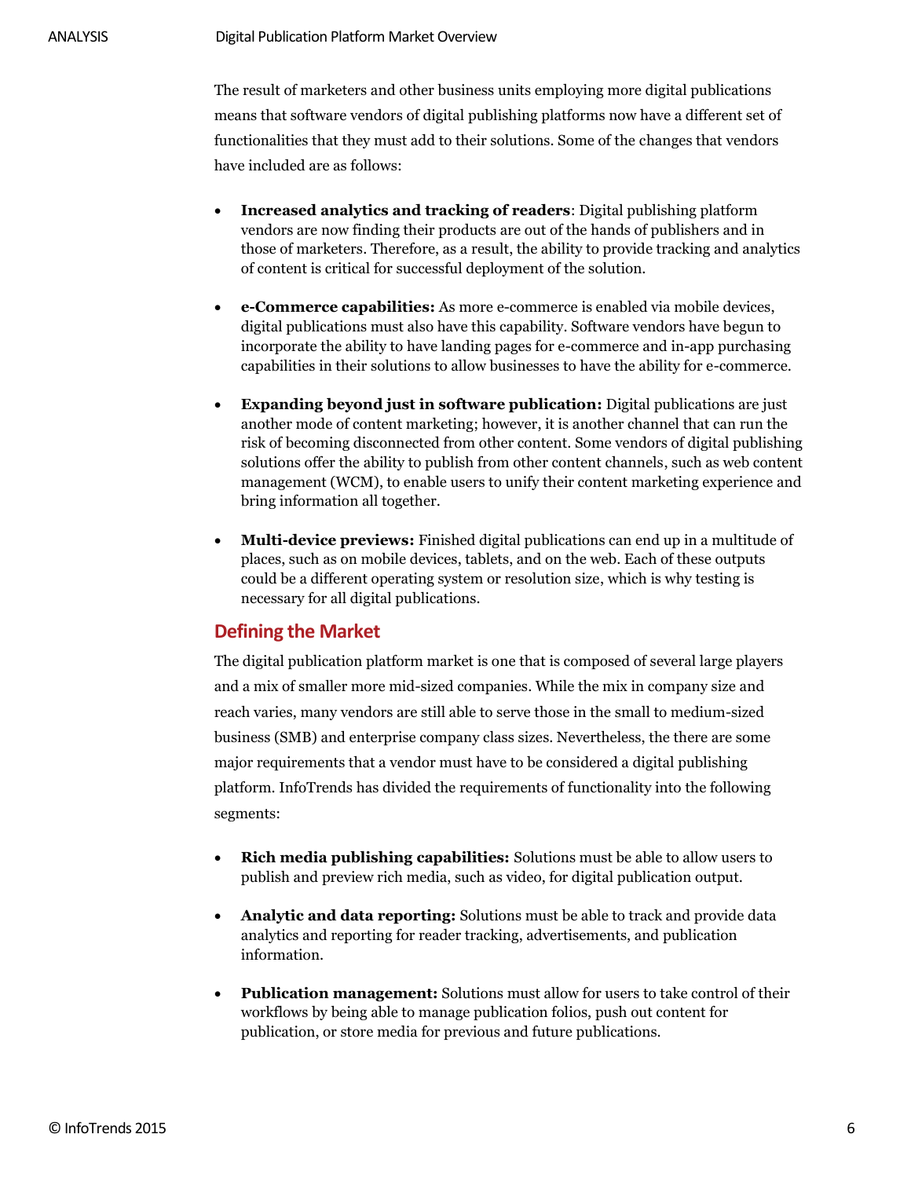The result of marketers and other business units employing more digital publications means that software vendors of digital publishing platforms now have a different set of functionalities that they must add to their solutions. Some of the changes that vendors have included are as follows:

- **Increased analytics and tracking of readers**: Digital publishing platform vendors are now finding their products are out of the hands of publishers and in those of marketers. Therefore, as a result, the ability to provide tracking and analytics of content is critical for successful deployment of the solution.

- **e-Commerce capabilities:** As more e-commerce is enabled via mobile devices, digital publications must also have this capability. Software vendors have begun to incorporate the ability to have landing pages for e-commerce and in-app purchasing capabilities in their solutions to allow businesses to have the ability for e-commerce.

- **Expanding beyond just in software publication:** Digital publications are just another mode of content marketing; however, it is another channel that can run the risk of becoming disconnected from other content. Some vendors of digital publishing solutions offer the ability to publish from other content channels, such as web content management (WCM), to enable users to unify their content marketing experience and bring information all together.

- **Multi-device previews:** Finished digital publications can end up in a multitude of places, such as on mobile devices, tablets, and on the web. Each of these outputs could be a different operating system or resolution size, which is why testing is necessary for all digital publications.

## Defining the Market

The digital publication platform market is one that is composed of several large players and a mix of smaller more mid-sized companies. While the mix in company size and reach varies, many vendors are still able to serve those in the small to medium-sized business (SMB) and enterprise company class sizes. Nevertheless, the there are some major requirements that a vendor must have to be considered a digital publishing platform. InfoTrends has divided the requirements of functionality into the following segments:

- **Rich media publishing capabilities:** Solutions must be able to allow users to publish and preview rich media, such as video, for digital publication output.

- **Analytic and data reporting:** Solutions must be able to track and provide data analytics and reporting for reader tracking, advertisements, and publication information.

- **Publication management:** Solutions must allow for users to take control of their workflows by being able to manage publication folios, push out content for publication, or store media for previous and future publications.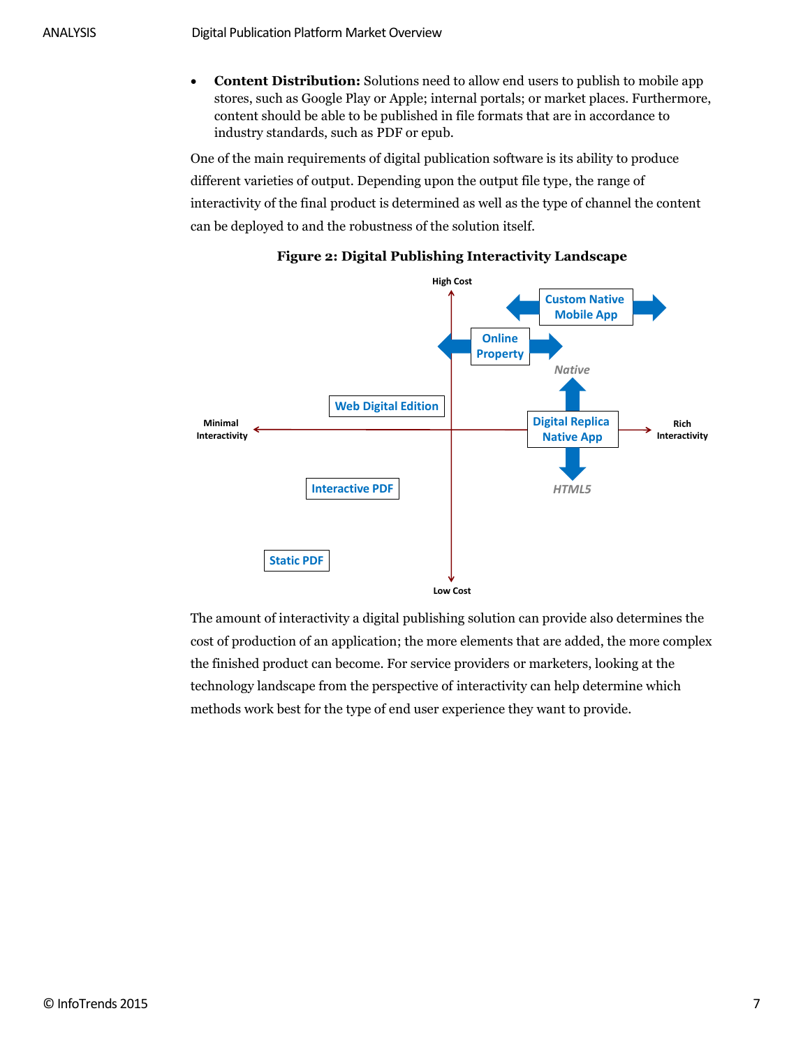- **Content Distribution:** Solutions need to allow end users to publish to mobile app stores, such as Google Play or Apple; internal portals; or market places. Furthermore, content should be able to be published in file formats that are in accordance to industry standards, such as PDF or epub.

One of the main requirements of digital publication software is its ability to produce different varieties of output. Depending upon the output file type, the range of interactivity of the final product is determined as well as the type of channel the content can be deployed to and the robustness of the solution itself.

**Figure 2: Digital Publishing Interactivity Landscape**

High Cost

Custom Native Mobile App

Online Property

Native

Web Digital Edition

Minimal Interactivity

Digital Replica Native App

Rich Interactivity

HTML5

Interactive PDF

Static PDF

Low Cost

The amount of interactivity a digital publishing solution can provide also determines the cost of production of an application; the more elements that are added, the more complex the finished product can become. For service providers or marketers, looking at the technology landscape from the perspective of interactivity can help determine which methods work best for the type of end user experience they want to provide.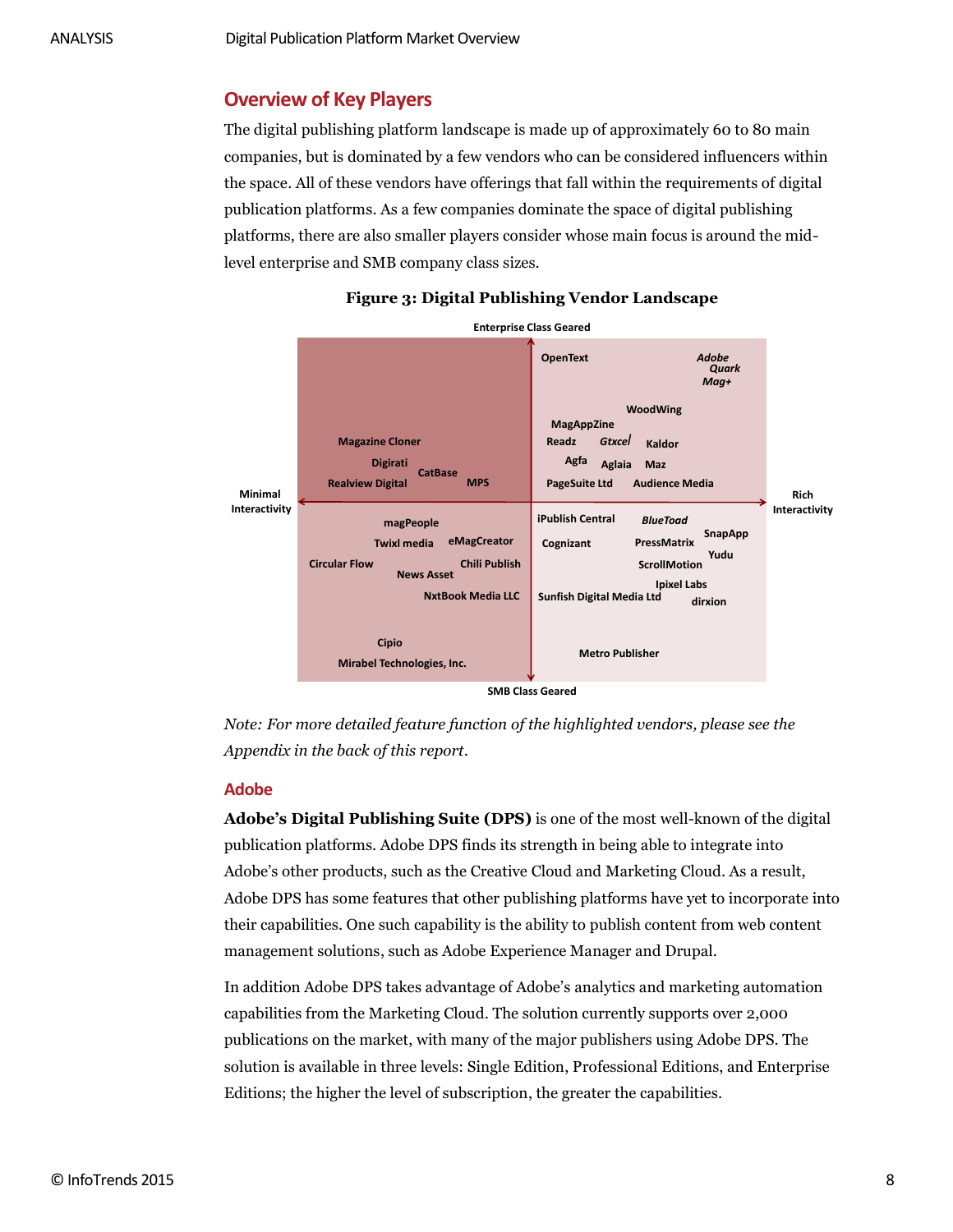## Overview of Key Players

The digital publishing platform landscape is made up of approximately 60 to 80 main companies, but is dominated by a few vendors who can be considered influencers within the space. All of these vendors have offerings that fall within the requirements of digital publication platforms. As a few companies dominate the space of digital publishing platforms, there are also smaller players consider whose main focus is around the mid-level enterprise and SMB company class sizes.

**Figure 3: Digital Publishing Vendor Landscape**

Axes: Enterprise Class Geared (top) / SMB Class Geared (bottom); Minimal Interactivity (left) / Rich Interactivity (right)

- Enterprise Class Geared, Minimal Interactivity: Magazine Cloner, Digirati, CatBase, Realview Digital, MPS
- Enterprise Class Geared, Rich Interactivity: OpenText, *Adobe*, *Quark*, *Mag+*, WoodWing, MagAppZine, Readz, *Gtxcel*, Kaldor, Agfa, Aglaia, Maz, PageSuite Ltd, Audience Media
- SMB Class Geared, Minimal Interactivity: magPeople, Twixl media, eMagCreator, Circular Flow, Chili Publish, News Asset, NxtBook Media LLC, Cipio, Mirabel Technologies, Inc.
- SMB Class Geared, Rich Interactivity: iPublish Central, *BlueToad*, SnapApp, Cognizant, PressMatrix, Yudu, ScrollMotion, Ipixel Labs, Sunfish Digital Media Ltd, dirxion, Metro Publisher

*Note: For more detailed feature function of the highlighted vendors, please see the Appendix in the back of this report.*

### Adobe

**Adobe's Digital Publishing Suite (DPS)** is one of the most well-known of the digital publication platforms. Adobe DPS finds its strength in being able to integrate into Adobe's other products, such as the Creative Cloud and Marketing Cloud. As a result, Adobe DPS has some features that other publishing platforms have yet to incorporate into their capabilities. One such capability is the ability to publish content from web content management solutions, such as Adobe Experience Manager and Drupal.

In addition Adobe DPS takes advantage of Adobe's analytics and marketing automation capabilities from the Marketing Cloud. The solution currently supports over 2,000 publications on the market, with many of the major publishers using Adobe DPS. The solution is available in three levels: Single Edition, Professional Editions, and Enterprise Editions; the higher the level of subscription, the greater the capabilities.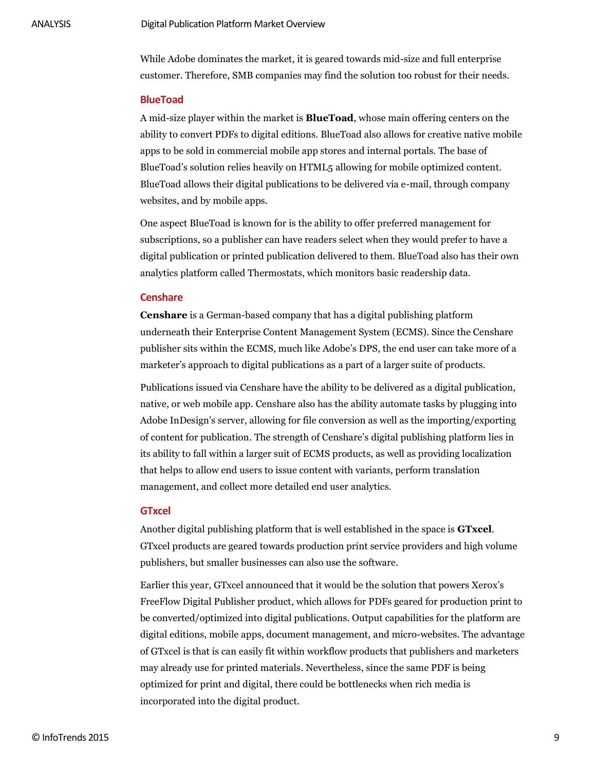While Adobe dominates the market, it is geared towards mid-size and full enterprise customer. Therefore, SMB companies may find the solution too robust for their needs.

### BlueToad

A mid-size player within the market is **BlueToad**, whose main offering centers on the ability to convert PDFs to digital editions. BlueToad also allows for creative native mobile apps to be sold in commercial mobile app stores and internal portals. The base of BlueToad's solution relies heavily on HTML5 allowing for mobile optimized content. BlueToad allows their digital publications to be delivered via e-mail, through company websites, and by mobile apps.

One aspect BlueToad is known for is the ability to offer preferred management for subscriptions, so a publisher can have readers select when they would prefer to have a digital publication or printed publication delivered to them. BlueToad also has their own analytics platform called Thermostats, which monitors basic readership data.

### Censhare

**Censhare** is a German-based company that has a digital publishing platform underneath their Enterprise Content Management System (ECMS). Since the Censhare publisher sits within the ECMS, much like Adobe's DPS, the end user can take more of a marketer's approach to digital publications as a part of a larger suite of products.

Publications issued via Censhare have the ability to be delivered as a digital publication, native, or web mobile app. Censhare also has the ability automate tasks by plugging into Adobe InDesign's server, allowing for file conversion as well as the importing/exporting of content for publication. The strength of Censhare's digital publishing platform lies in its ability to fall within a larger suit of ECMS products, as well as providing localization that helps to allow end users to issue content with variants, perform translation management, and collect more detailed end user analytics.

### GTxcel

Another digital publishing platform that is well established in the space is **GTxcel**. GTxcel products are geared towards production print service providers and high volume publishers, but smaller businesses can also use the software.

Earlier this year, GTxcel announced that it would be the solution that powers Xerox's FreeFlow Digital Publisher product, which allows for PDFs geared for production print to be converted/optimized into digital publications. Output capabilities for the platform are digital editions, mobile apps, document management, and micro-websites. The advantage of GTxcel is that is can easily fit within workflow products that publishers and marketers may already use for printed materials. Nevertheless, since the same PDF is being optimized for print and digital, there could be bottlenecks when rich media is incorporated into the digital product.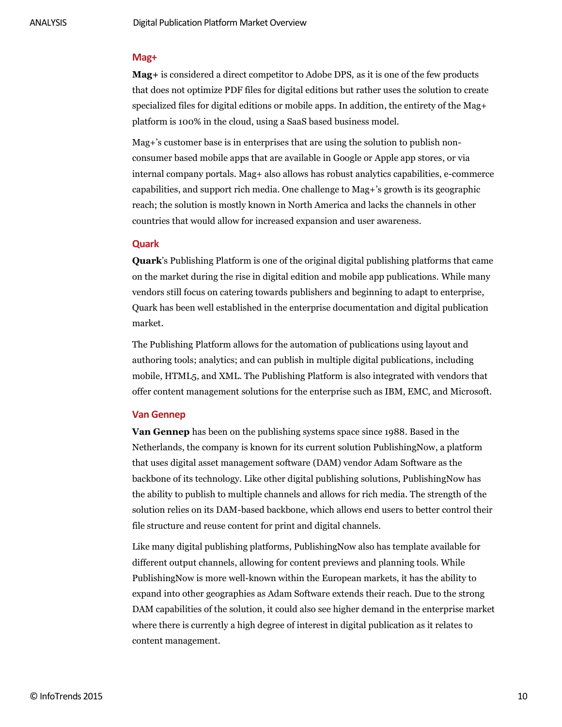### Mag+

**Mag+** is considered a direct competitor to Adobe DPS, as it is one of the few products that does not optimize PDF files for digital editions but rather uses the solution to create specialized files for digital editions or mobile apps. In addition, the entirety of the Mag+ platform is 100% in the cloud, using a SaaS based business model.

Mag+'s customer base is in enterprises that are using the solution to publish non-consumer based mobile apps that are available in Google or Apple app stores, or via internal company portals. Mag+ also allows has robust analytics capabilities, e-commerce capabilities, and support rich media. One challenge to Mag+'s growth is its geographic reach; the solution is mostly known in North America and lacks the channels in other countries that would allow for increased expansion and user awareness.

### Quark

**Quark**'s Publishing Platform is one of the original digital publishing platforms that came on the market during the rise in digital edition and mobile app publications. While many vendors still focus on catering towards publishers and beginning to adapt to enterprise, Quark has been well established in the enterprise documentation and digital publication market.

The Publishing Platform allows for the automation of publications using layout and authoring tools; analytics; and can publish in multiple digital publications, including mobile, HTML5, and XML. The Publishing Platform is also integrated with vendors that offer content management solutions for the enterprise such as IBM, EMC, and Microsoft.

### Van Gennep

**Van Gennep** has been on the publishing systems space since 1988. Based in the Netherlands, the company is known for its current solution PublishingNow, a platform that uses digital asset management software (DAM) vendor Adam Software as the backbone of its technology. Like other digital publishing solutions, PublishingNow has the ability to publish to multiple channels and allows for rich media. The strength of the solution relies on its DAM-based backbone, which allows end users to better control their file structure and reuse content for print and digital channels.

Like many digital publishing platforms, PublishingNow also has template available for different output channels, allowing for content previews and planning tools. While PublishingNow is more well-known within the European markets, it has the ability to expand into other geographies as Adam Software extends their reach. Due to the strong DAM capabilities of the solution, it could also see higher demand in the enterprise market where there is currently a high degree of interest in digital publication as it relates to content management.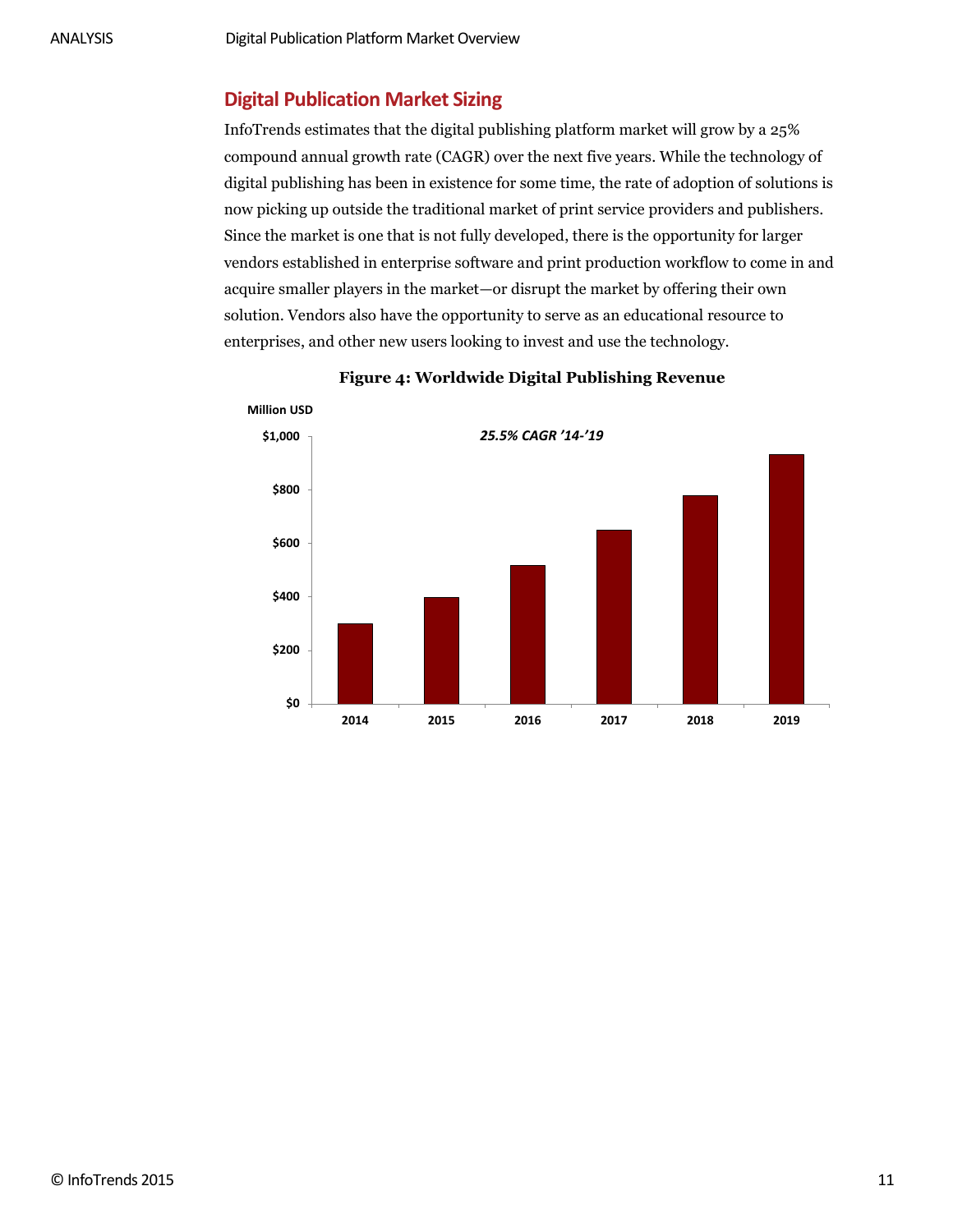## Digital Publication Market Sizing

InfoTrends estimates that the digital publishing platform market will grow by a 25% compound annual growth rate (CAGR) over the next five years. While the technology of digital publishing has been in existence for some time, the rate of adoption of solutions is now picking up outside the traditional market of print service providers and publishers. Since the market is one that is not fully developed, there is the opportunity for larger vendors established in enterprise software and print production workflow to come in and acquire smaller players in the market—or disrupt the market by offering their own solution. Vendors also have the opportunity to serve as an educational resource to enterprises, and other new users looking to invest and use the technology.

**Figure 4: Worldwide Digital Publishing Revenue**

Million USD

*25.5% CAGR '14-'19*

$1,000
$800
$600
$400
$200
$0

2014 2015 2016 2017 2018 2019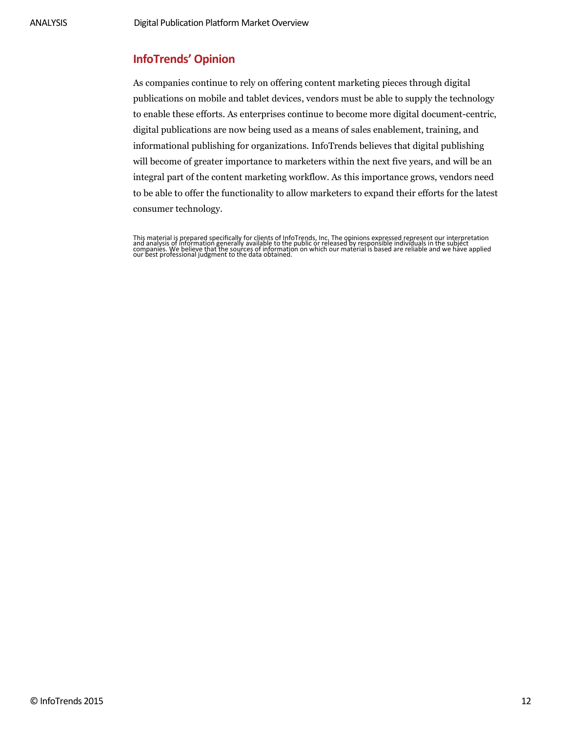## InfoTrends' Opinion

As companies continue to rely on offering content marketing pieces through digital publications on mobile and tablet devices, vendors must be able to supply the technology to enable these efforts. As enterprises continue to become more digital document-centric, digital publications are now being used as a means of sales enablement, training, and informational publishing for organizations. InfoTrends believes that digital publishing will become of greater importance to marketers within the next five years, and will be an integral part of the content marketing workflow. As this importance grows, vendors need to be able to offer the functionality to allow marketers to expand their efforts for the latest consumer technology.

This material is prepared specifically for clients of InfoTrends, Inc. The opinions expressed represent our interpretation and analysis of information generally available to the public or released by responsible individuals in the subject companies. We believe that the sources of information on which our material is based are reliable and we have applied our best professional judgment to the data obtained.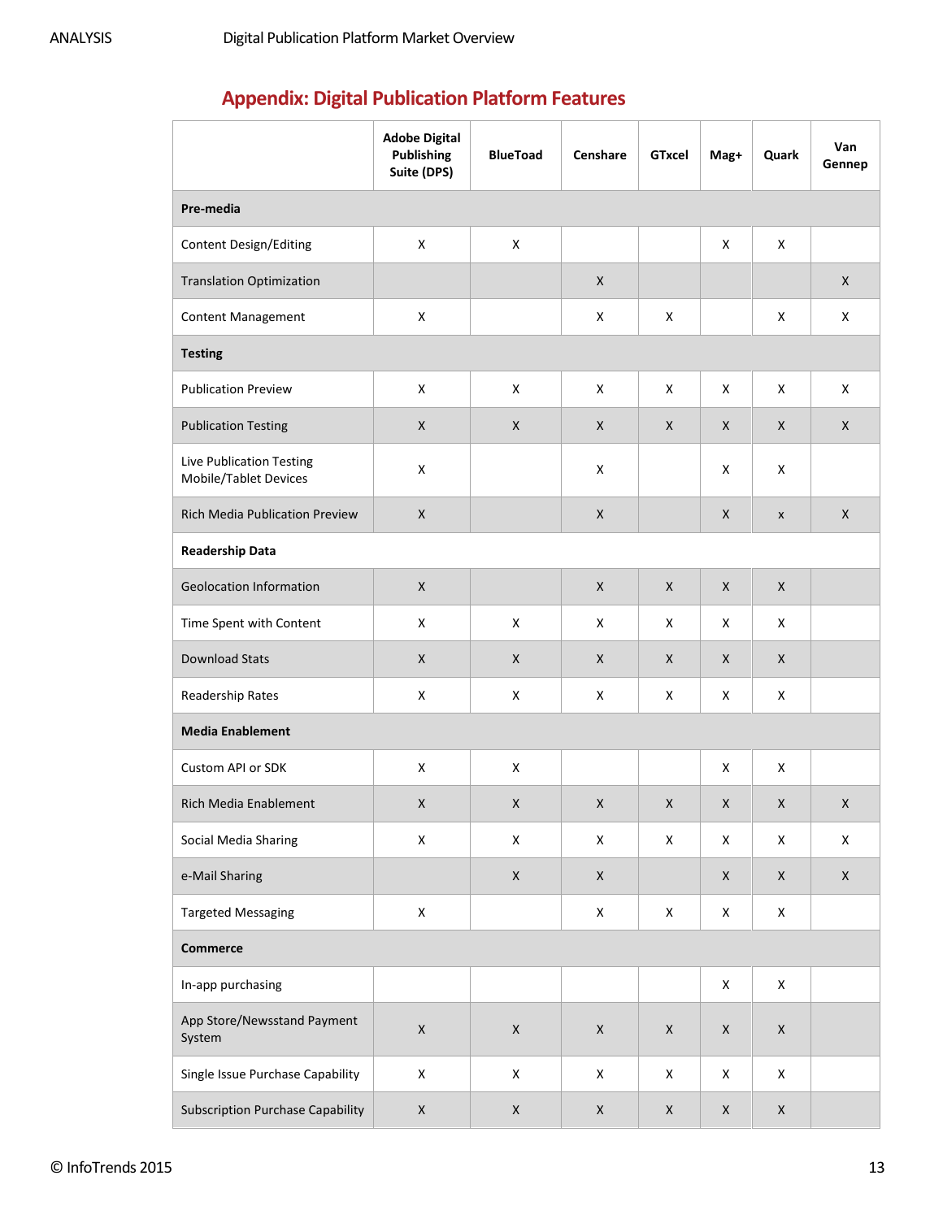## Appendix: Digital Publication Platform Features

| | Adobe Digital Publishing Suite (DPS) | BlueToad | Censhare | GTxcel | Mag+ | Quark | Van Gennep |
|---|---|---|---|---|---|---|---|
| **Pre-media** | | | | | | | |
| Content Design/Editing | X | X | | | X | X | |
| Translation Optimization | | | X | | | | X |
| Content Management | X | | X | X | | X | X |
| **Testing** | | | | | | | |
| Publication Preview | X | X | X | X | X | X | X |
| Publication Testing | X | X | X | X | X | X | X |
| Live Publication Testing Mobile/Tablet Devices | X | | X | | X | X | |
| Rich Media Publication Preview | X | | X | | X | x | X |
| **Readership Data** | | | | | | | |
| Geolocation Information | X | | X | X | X | X | |
| Time Spent with Content | X | X | X | X | X | X | |
| Download Stats | X | X | X | X | X | X | |
| Readership Rates | X | X | X | X | X | X | |
| **Media Enablement** | | | | | | | |
| Custom API or SDK | X | X | | | X | X | |
| Rich Media Enablement | X | X | X | X | X | X | X |
| Social Media Sharing | X | X | X | X | X | X | X |
| e-Mail Sharing | | X | X | | X | X | X |
| Targeted Messaging | X | | X | X | X | X | |
| **Commerce** | | | | | | | |
| In-app purchasing | | | | | X | X | |
| App Store/Newsstand Payment System | X | X | X | X | X | X | |
| Single Issue Purchase Capability | X | X | X | X | X | X | |
| Subscription Purchase Capability | X | X | X | X | X | X | |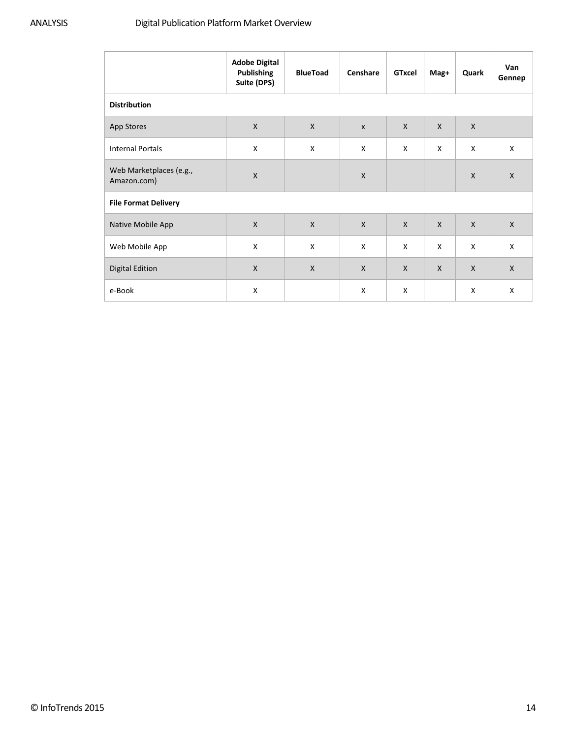| | Adobe Digital Publishing Suite (DPS) | BlueToad | Censhare | GTxcel | Mag+ | Quark | Van Gennep |
|---|---|---|---|---|---|---|---|
| **Distribution** | | | | | | | |
| App Stores | X | X | x | X | X | X | |
| Internal Portals | X | X | X | X | X | X | X |
| Web Marketplaces (e.g., Amazon.com) | X | | X | | | X | X |
| **File Format Delivery** | | | | | | | |
| Native Mobile App | X | X | X | X | X | X | X |
| Web Mobile App | X | X | X | X | X | X | X |
| Digital Edition | X | X | X | X | X | X | X |
| e-Book | X | | X | X | | X | X |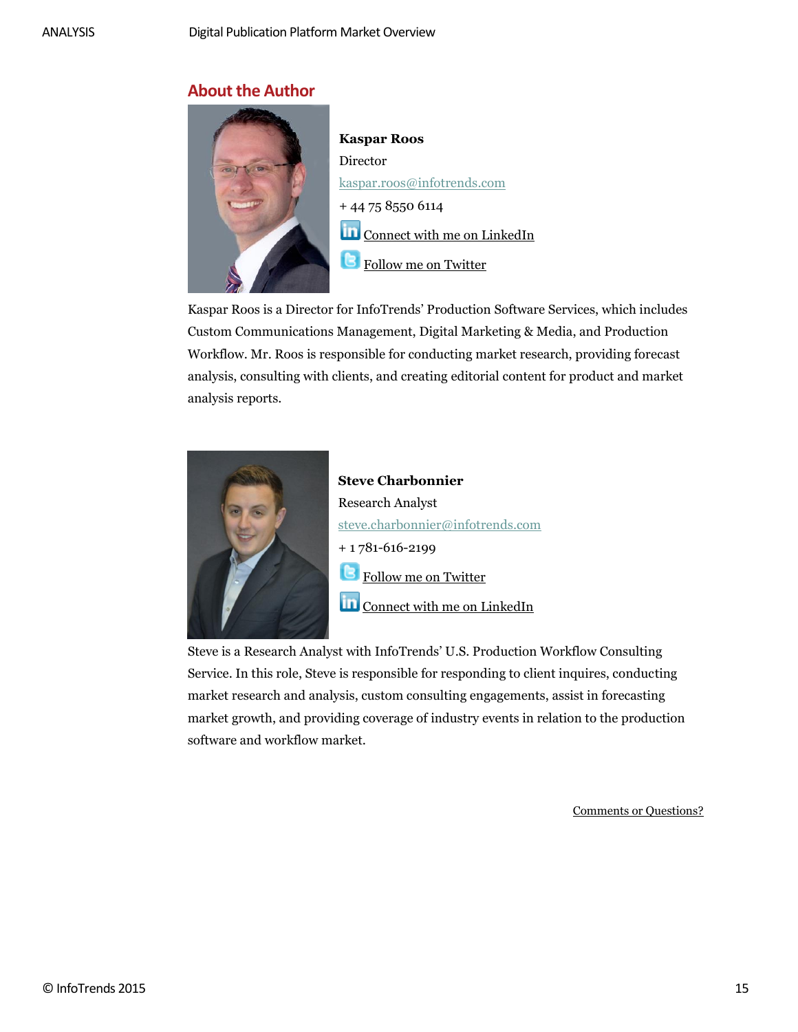## About the Author

**Kaspar Roos**
Director
kaspar.roos@infotrends.com
+ 44 75 8550 6114
Connect with me on LinkedIn
Follow me on Twitter

Kaspar Roos is a Director for InfoTrends' Production Software Services, which includes Custom Communications Management, Digital Marketing & Media, and Production Workflow. Mr. Roos is responsible for conducting market research, providing forecast analysis, consulting with clients, and creating editorial content for product and market analysis reports.

**Steve Charbonnier**
Research Analyst
steve.charbonnier@infotrends.com
+ 1 781-616-2199
Follow me on Twitter
Connect with me on LinkedIn

Steve is a Research Analyst with InfoTrends' U.S. Production Workflow Consulting Service. In this role, Steve is responsible for responding to client inquires, conducting market research and analysis, custom consulting engagements, assist in forecasting market growth, and providing coverage of industry events in relation to the production software and workflow market.

Comments or Questions?